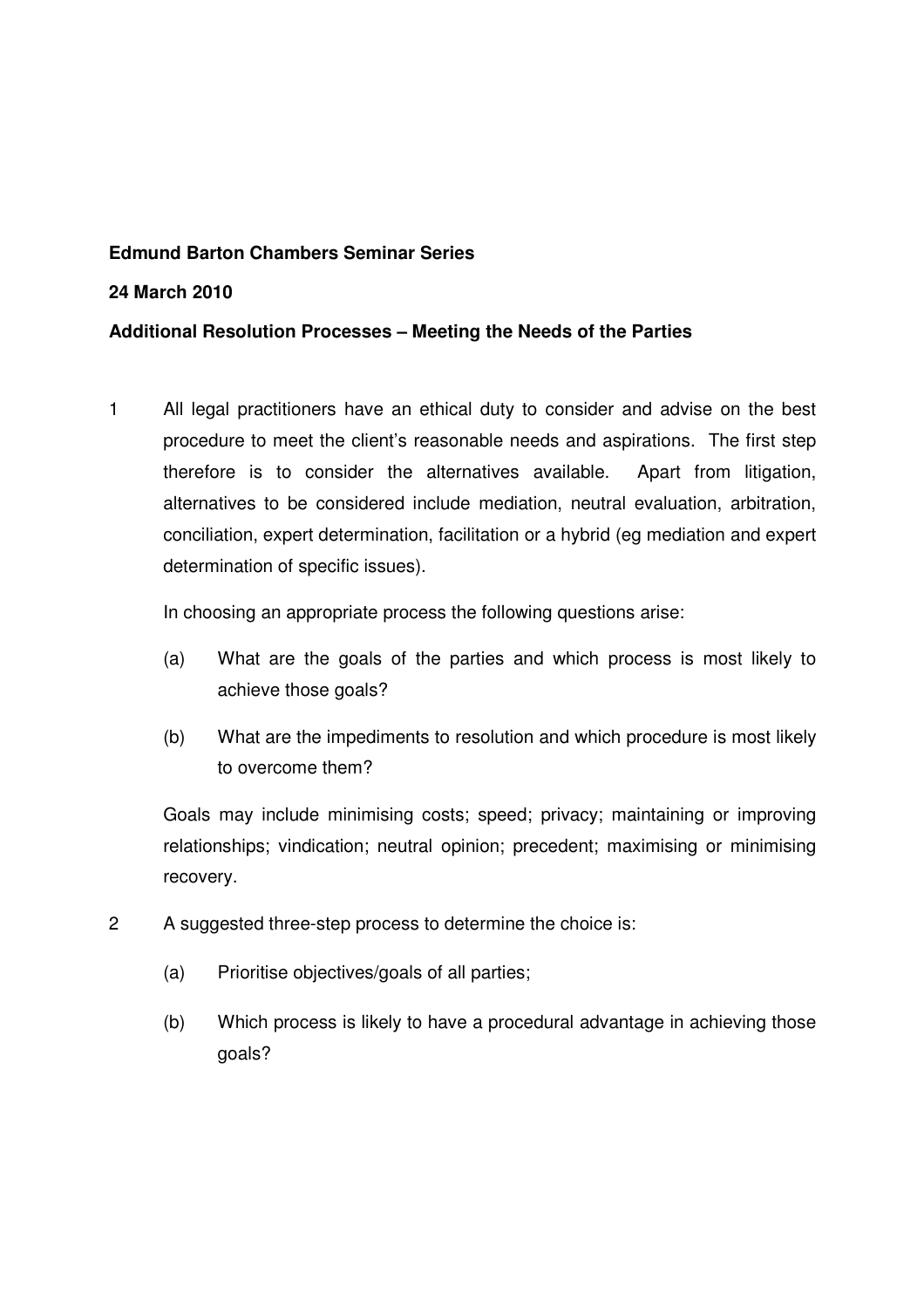**Edmund Barton Chambers Seminar Series**

**24 March 2010**

**Additional Resolution Processes – Meeting the Needs of the Parties**

1 All legal practitioners have an ethical duty to consider and advise on the best procedure to meet the client's reasonable needs and aspirations. The first step therefore is to consider the alternatives available. Apart from litigation, alternatives to be considered include mediation, neutral evaluation, arbitration, conciliation, expert determination, facilitation or a hybrid (eg mediation and expert determination of specific issues).

In choosing an appropriate process the following questions arise:

(a) What are the goals of the parties and which process is most likely to achieve those goals?

(b) What are the impediments to resolution and which procedure is most likely to overcome them?

Goals may include minimising costs; speed; privacy; maintaining or improving relationships; vindication; neutral opinion; precedent; maximising or minimising recovery.

2 A suggested three-step process to determine the choice is:

(a) Prioritise objectives/goals of all parties;

(b) Which process is likely to have a procedural advantage in achieving those goals?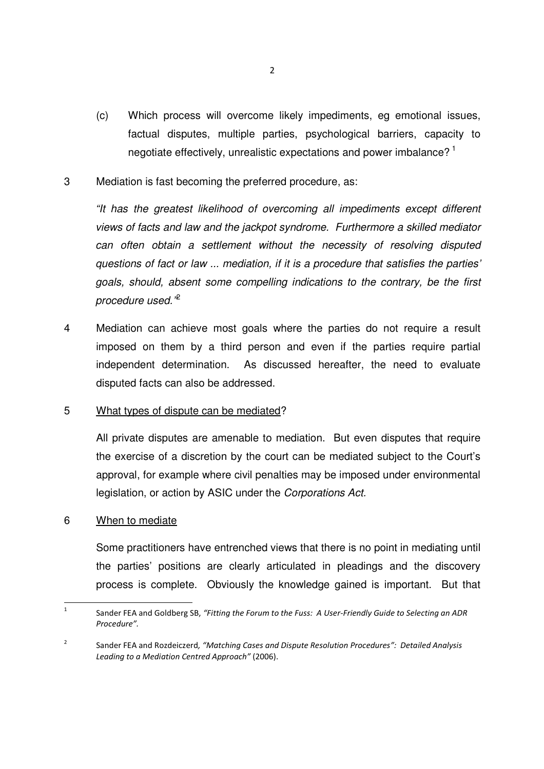(c) Which process will overcome likely impediments, eg emotional issues, factual disputes, multiple parties, psychological barriers, capacity to negotiate effectively, unrealistic expectations and power imbalance? [1]

3 Mediation is fast becoming the preferred procedure, as:

*"It has the greatest likelihood of overcoming all impediments except different views of facts and law and the jackpot syndrome. Furthermore a skilled mediator can often obtain a settlement without the necessity of resolving disputed questions of fact or law ... mediation, if it is a procedure that satisfies the parties' goals, should, absent some compelling indications to the contrary, be the first procedure used."* [2]

4 Mediation can achieve most goals where the parties do not require a result imposed on them by a third person and even if the parties require partial independent determination. As discussed hereafter, the need to evaluate disputed facts can also be addressed.

5 <u>What types of dispute can be mediated</u>?

All private disputes are amenable to mediation. But even disputes that require the exercise of a discretion by the court can be mediated subject to the Court's approval, for example where civil penalties may be imposed under environmental legislation, or action by ASIC under the *Corporations Act.*

6 <u>When to mediate</u>

Some practitioners have entrenched views that there is no point in mediating until the parties' positions are clearly articulated in pleadings and the discovery process is complete. Obviously the knowledge gained is important. But that

---

[1] Sander FEA and Goldberg SB, *"Fitting the Forum to the Fuss: A User-Friendly Guide to Selecting an ADR Procedure".*

[2] Sander FEA and Rozdeiczerd, *"Matching Cases and Dispute Resolution Procedures": Detailed Analysis Leading to a Mediation Centred Approach"* (2006).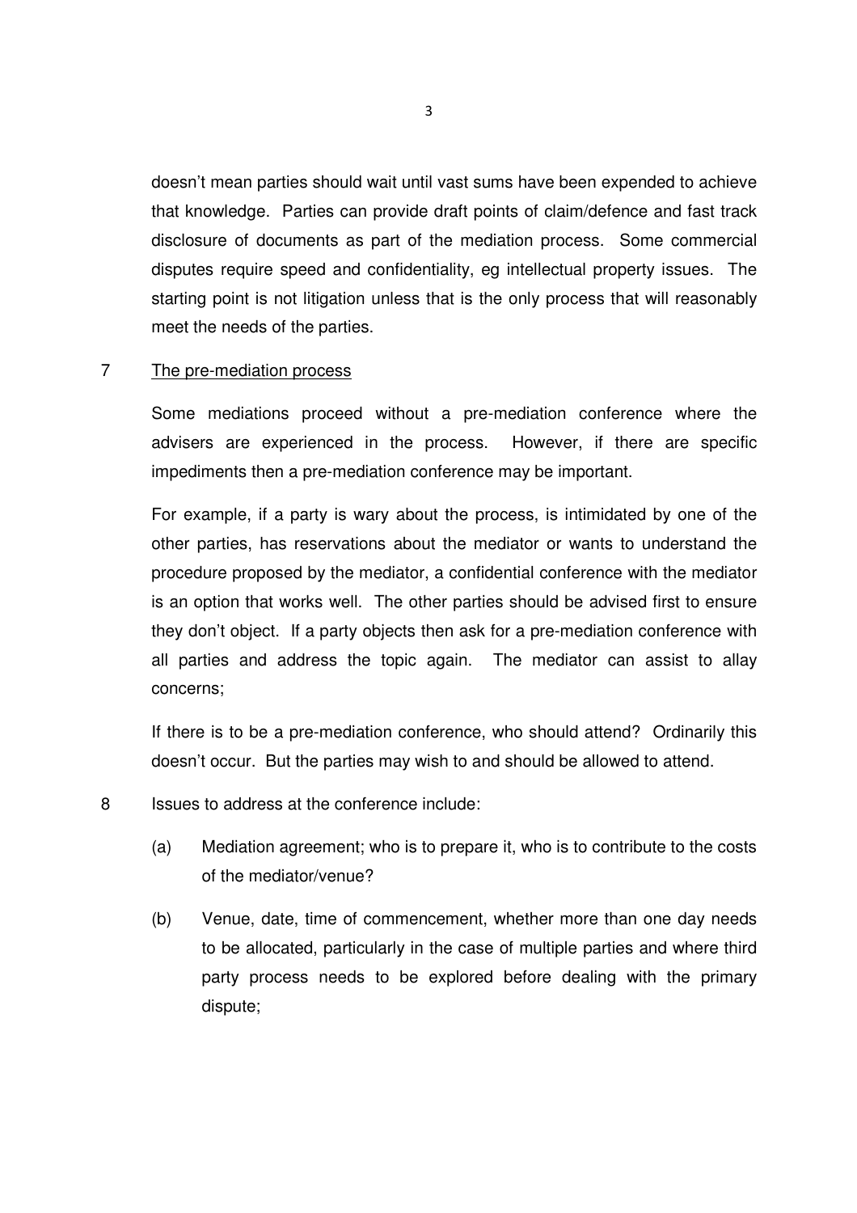doesn't mean parties should wait until vast sums have been expended to achieve that knowledge. Parties can provide draft points of claim/defence and fast track disclosure of documents as part of the mediation process. Some commercial disputes require speed and confidentiality, eg intellectual property issues. The starting point is not litigation unless that is the only process that will reasonably meet the needs of the parties.

7 <u>The pre-mediation process</u>

Some mediations proceed without a pre-mediation conference where the advisers are experienced in the process. However, if there are specific impediments then a pre-mediation conference may be important.

For example, if a party is wary about the process, is intimidated by one of the other parties, has reservations about the mediator or wants to understand the procedure proposed by the mediator, a confidential conference with the mediator is an option that works well. The other parties should be advised first to ensure they don't object. If a party objects then ask for a pre-mediation conference with all parties and address the topic again. The mediator can assist to allay concerns;

If there is to be a pre-mediation conference, who should attend? Ordinarily this doesn't occur. But the parties may wish to and should be allowed to attend.

8 Issues to address at the conference include:

(a) Mediation agreement; who is to prepare it, who is to contribute to the costs of the mediator/venue?

(b) Venue, date, time of commencement, whether more than one day needs to be allocated, particularly in the case of multiple parties and where third party process needs to be explored before dealing with the primary dispute;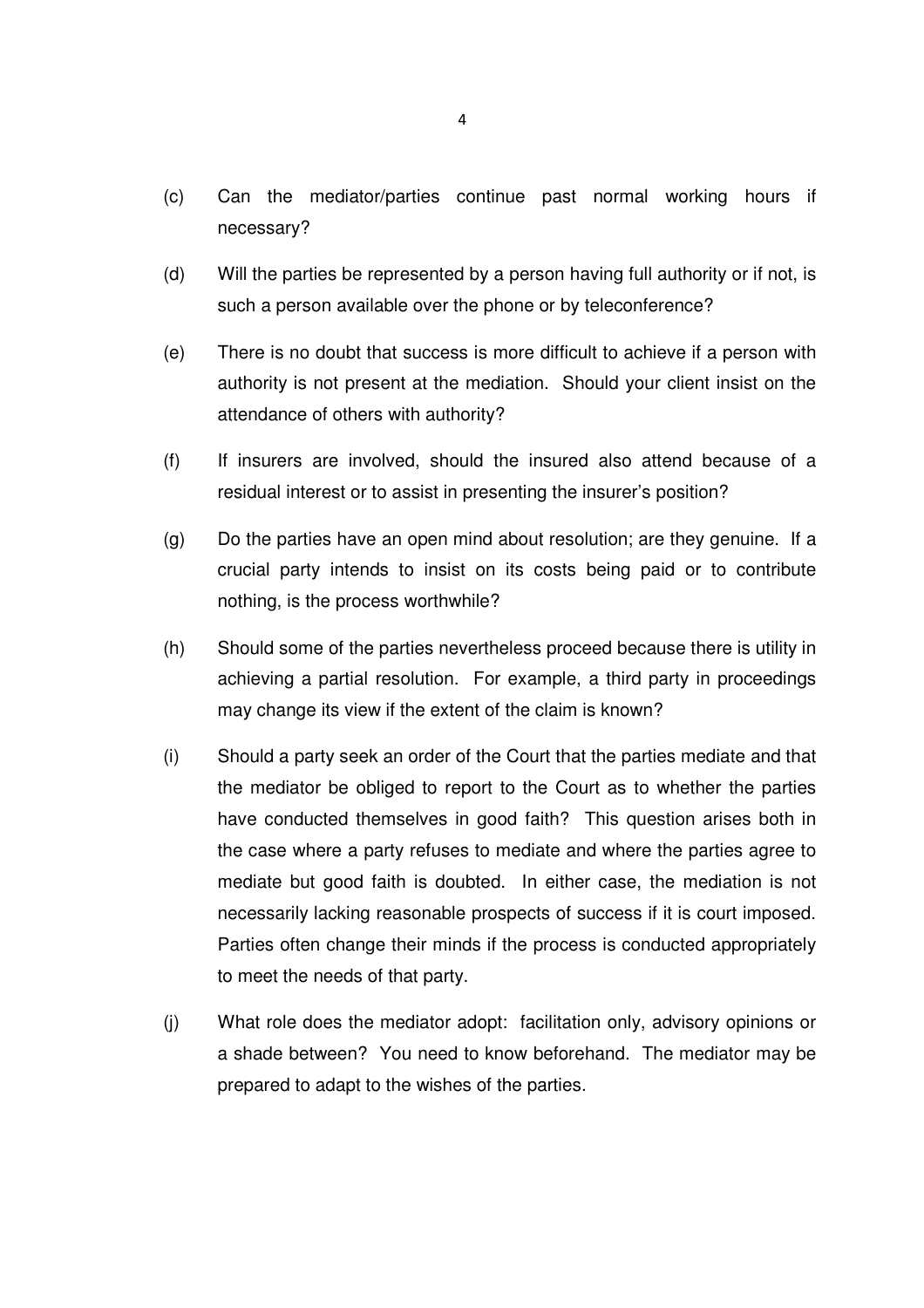(c) Can the mediator/parties continue past normal working hours if necessary?

(d) Will the parties be represented by a person having full authority or if not, is such a person available over the phone or by teleconference?

(e) There is no doubt that success is more difficult to achieve if a person with authority is not present at the mediation. Should your client insist on the attendance of others with authority?

(f) If insurers are involved, should the insured also attend because of a residual interest or to assist in presenting the insurer's position?

(g) Do the parties have an open mind about resolution; are they genuine. If a crucial party intends to insist on its costs being paid or to contribute nothing, is the process worthwhile?

(h) Should some of the parties nevertheless proceed because there is utility in achieving a partial resolution. For example, a third party in proceedings may change its view if the extent of the claim is known?

(i) Should a party seek an order of the Court that the parties mediate and that the mediator be obliged to report to the Court as to whether the parties have conducted themselves in good faith? This question arises both in the case where a party refuses to mediate and where the parties agree to mediate but good faith is doubted. In either case, the mediation is not necessarily lacking reasonable prospects of success if it is court imposed. Parties often change their minds if the process is conducted appropriately to meet the needs of that party.

(j) What role does the mediator adopt: facilitation only, advisory opinions or a shade between? You need to know beforehand. The mediator may be prepared to adapt to the wishes of the parties.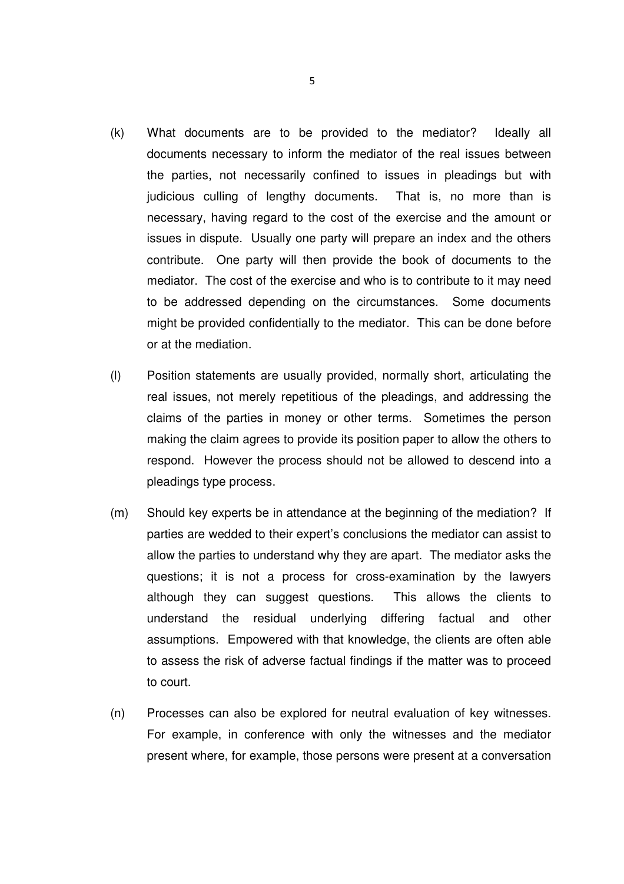(k) What documents are to be provided to the mediator? Ideally all documents necessary to inform the mediator of the real issues between the parties, not necessarily confined to issues in pleadings but with judicious culling of lengthy documents. That is, no more than is necessary, having regard to the cost of the exercise and the amount or issues in dispute. Usually one party will prepare an index and the others contribute. One party will then provide the book of documents to the mediator. The cost of the exercise and who is to contribute to it may need to be addressed depending on the circumstances. Some documents might be provided confidentially to the mediator. This can be done before or at the mediation.

(l) Position statements are usually provided, normally short, articulating the real issues, not merely repetitious of the pleadings, and addressing the claims of the parties in money or other terms. Sometimes the person making the claim agrees to provide its position paper to allow the others to respond. However the process should not be allowed to descend into a pleadings type process.

(m) Should key experts be in attendance at the beginning of the mediation? If parties are wedded to their expert's conclusions the mediator can assist to allow the parties to understand why they are apart. The mediator asks the questions; it is not a process for cross-examination by the lawyers although they can suggest questions. This allows the clients to understand the residual underlying differing factual and other assumptions. Empowered with that knowledge, the clients are often able to assess the risk of adverse factual findings if the matter was to proceed to court.

(n) Processes can also be explored for neutral evaluation of key witnesses. For example, in conference with only the witnesses and the mediator present where, for example, those persons were present at a conversation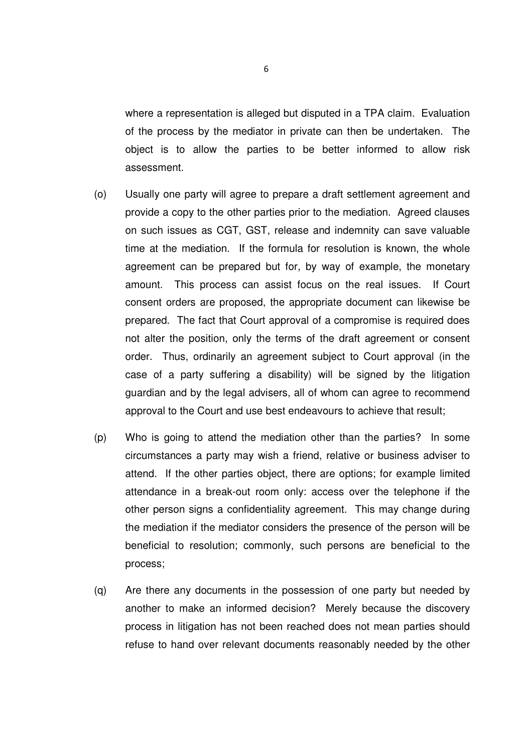where a representation is alleged but disputed in a TPA claim. Evaluation of the process by the mediator in private can then be undertaken. The object is to allow the parties to be better informed to allow risk assessment.

(o) Usually one party will agree to prepare a draft settlement agreement and provide a copy to the other parties prior to the mediation. Agreed clauses on such issues as CGT, GST, release and indemnity can save valuable time at the mediation. If the formula for resolution is known, the whole agreement can be prepared but for, by way of example, the monetary amount. This process can assist focus on the real issues. If Court consent orders are proposed, the appropriate document can likewise be prepared. The fact that Court approval of a compromise is required does not alter the position, only the terms of the draft agreement or consent order. Thus, ordinarily an agreement subject to Court approval (in the case of a party suffering a disability) will be signed by the litigation guardian and by the legal advisers, all of whom can agree to recommend approval to the Court and use best endeavours to achieve that result;

(p) Who is going to attend the mediation other than the parties? In some circumstances a party may wish a friend, relative or business adviser to attend. If the other parties object, there are options; for example limited attendance in a break-out room only: access over the telephone if the other person signs a confidentiality agreement. This may change during the mediation if the mediator considers the presence of the person will be beneficial to resolution; commonly, such persons are beneficial to the process;

(q) Are there any documents in the possession of one party but needed by another to make an informed decision? Merely because the discovery process in litigation has not been reached does not mean parties should refuse to hand over relevant documents reasonably needed by the other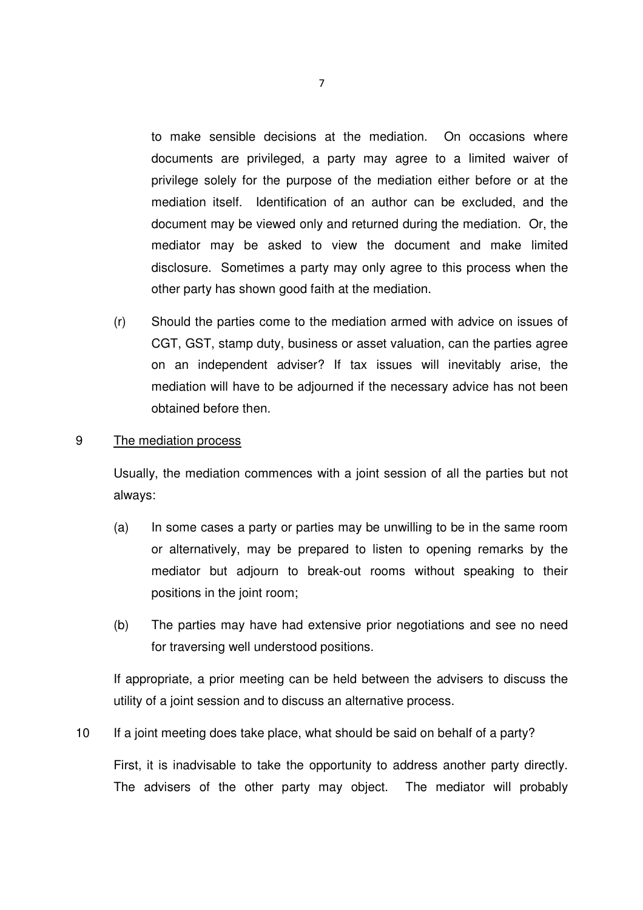to make sensible decisions at the mediation. On occasions where documents are privileged, a party may agree to a limited waiver of privilege solely for the purpose of the mediation either before or at the mediation itself. Identification of an author can be excluded, and the document may be viewed only and returned during the mediation. Or, the mediator may be asked to view the document and make limited disclosure. Sometimes a party may only agree to this process when the other party has shown good faith at the mediation.

(r) Should the parties come to the mediation armed with advice on issues of CGT, GST, stamp duty, business or asset valuation, can the parties agree on an independent adviser? If tax issues will inevitably arise, the mediation will have to be adjourned if the necessary advice has not been obtained before then.

9 <u>The mediation process</u>

Usually, the mediation commences with a joint session of all the parties but not always:

(a) In some cases a party or parties may be unwilling to be in the same room or alternatively, may be prepared to listen to opening remarks by the mediator but adjourn to break-out rooms without speaking to their positions in the joint room;

(b) The parties may have had extensive prior negotiations and see no need for traversing well understood positions.

If appropriate, a prior meeting can be held between the advisers to discuss the utility of a joint session and to discuss an alternative process.

10 If a joint meeting does take place, what should be said on behalf of a party?

First, it is inadvisable to take the opportunity to address another party directly. The advisers of the other party may object. The mediator will probably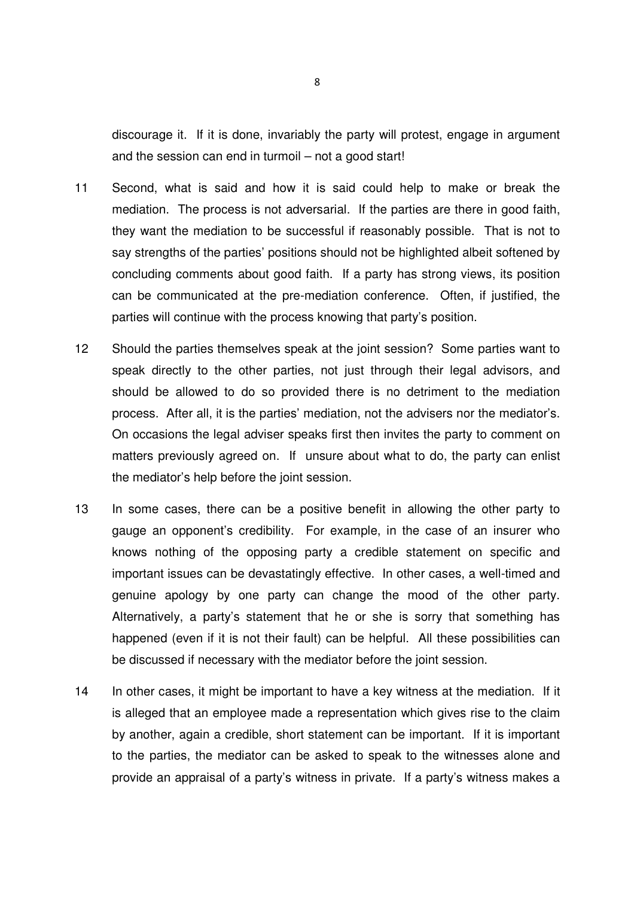discourage it. If it is done, invariably the party will protest, engage in argument and the session can end in turmoil – not a good start!

11 Second, what is said and how it is said could help to make or break the mediation. The process is not adversarial. If the parties are there in good faith, they want the mediation to be successful if reasonably possible. That is not to say strengths of the parties' positions should not be highlighted albeit softened by concluding comments about good faith. If a party has strong views, its position can be communicated at the pre-mediation conference. Often, if justified, the parties will continue with the process knowing that party's position.

12 Should the parties themselves speak at the joint session? Some parties want to speak directly to the other parties, not just through their legal advisors, and should be allowed to do so provided there is no detriment to the mediation process. After all, it is the parties' mediation, not the advisers nor the mediator's. On occasions the legal adviser speaks first then invites the party to comment on matters previously agreed on. If unsure about what to do, the party can enlist the mediator's help before the joint session.

13 In some cases, there can be a positive benefit in allowing the other party to gauge an opponent's credibility. For example, in the case of an insurer who knows nothing of the opposing party a credible statement on specific and important issues can be devastatingly effective. In other cases, a well-timed and genuine apology by one party can change the mood of the other party. Alternatively, a party's statement that he or she is sorry that something has happened (even if it is not their fault) can be helpful. All these possibilities can be discussed if necessary with the mediator before the joint session.

14 In other cases, it might be important to have a key witness at the mediation. If it is alleged that an employee made a representation which gives rise to the claim by another, again a credible, short statement can be important. If it is important to the parties, the mediator can be asked to speak to the witnesses alone and provide an appraisal of a party's witness in private. If a party's witness makes a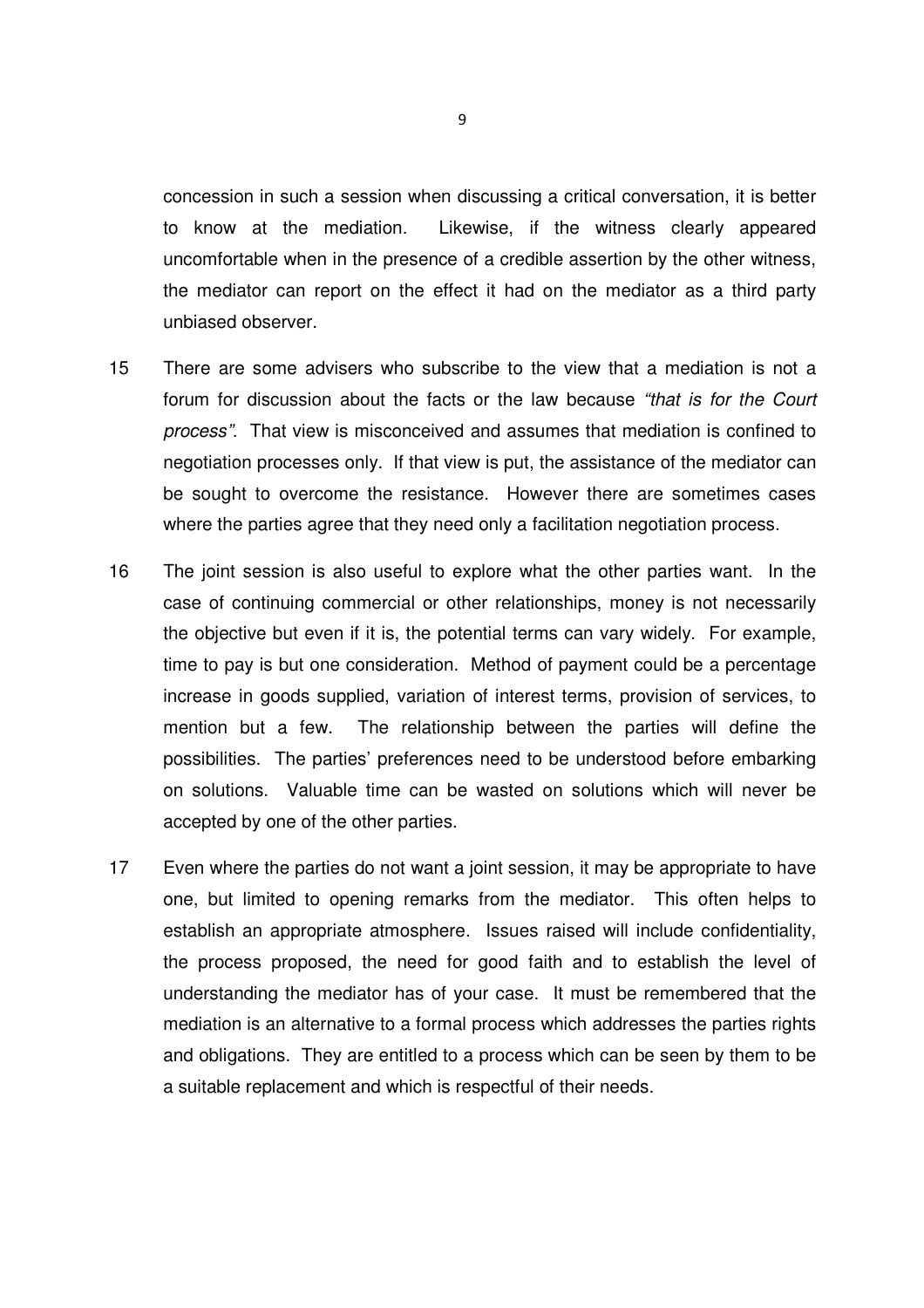concession in such a session when discussing a critical conversation, it is better to know at the mediation. Likewise, if the witness clearly appeared uncomfortable when in the presence of a credible assertion by the other witness, the mediator can report on the effect it had on the mediator as a third party unbiased observer.

15 There are some advisers who subscribe to the view that a mediation is not a forum for discussion about the facts or the law because *"that is for the Court process"*. That view is misconceived and assumes that mediation is confined to negotiation processes only. If that view is put, the assistance of the mediator can be sought to overcome the resistance. However there are sometimes cases where the parties agree that they need only a facilitation negotiation process.

16 The joint session is also useful to explore what the other parties want. In the case of continuing commercial or other relationships, money is not necessarily the objective but even if it is, the potential terms can vary widely. For example, time to pay is but one consideration. Method of payment could be a percentage increase in goods supplied, variation of interest terms, provision of services, to mention but a few. The relationship between the parties will define the possibilities. The parties' preferences need to be understood before embarking on solutions. Valuable time can be wasted on solutions which will never be accepted by one of the other parties.

17 Even where the parties do not want a joint session, it may be appropriate to have one, but limited to opening remarks from the mediator. This often helps to establish an appropriate atmosphere. Issues raised will include confidentiality, the process proposed, the need for good faith and to establish the level of understanding the mediator has of your case. It must be remembered that the mediation is an alternative to a formal process which addresses the parties rights and obligations. They are entitled to a process which can be seen by them to be a suitable replacement and which is respectful of their needs.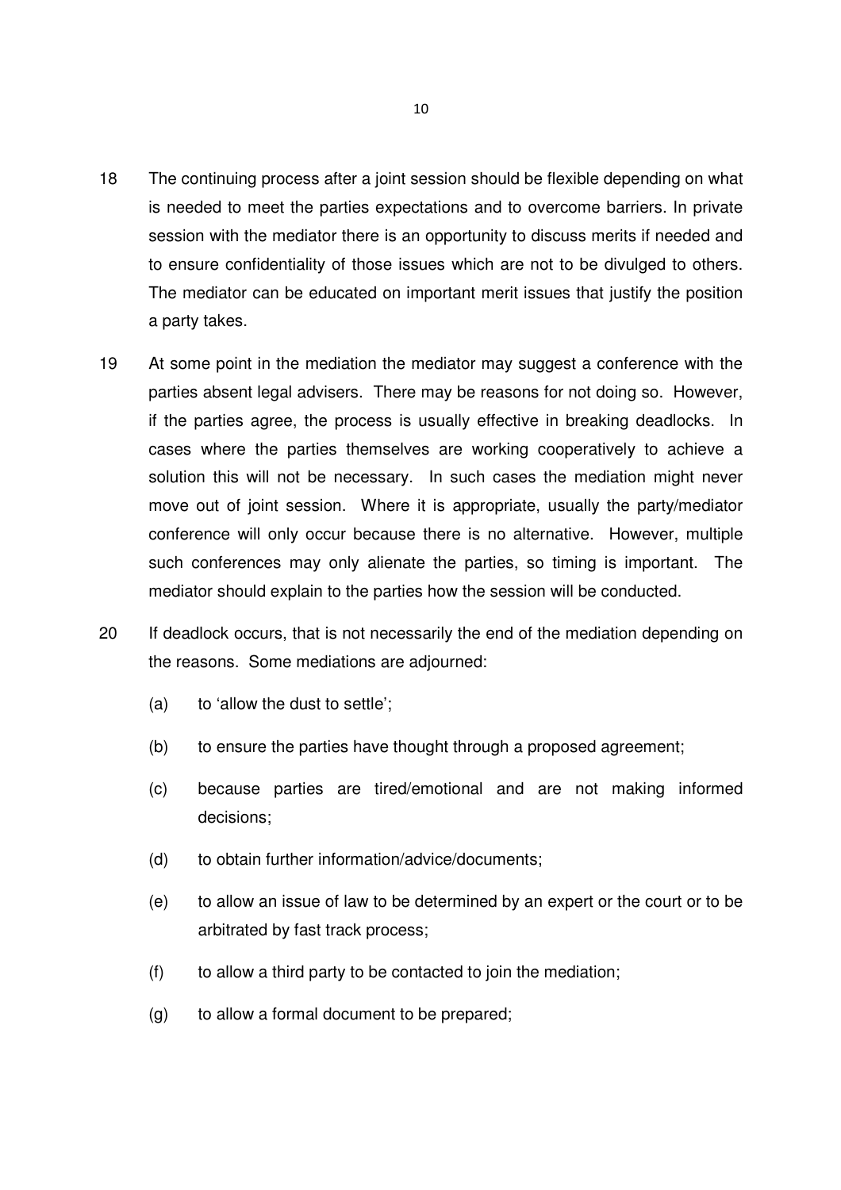18 The continuing process after a joint session should be flexible depending on what is needed to meet the parties expectations and to overcome barriers. In private session with the mediator there is an opportunity to discuss merits if needed and to ensure confidentiality of those issues which are not to be divulged to others. The mediator can be educated on important merit issues that justify the position a party takes.

19 At some point in the mediation the mediator may suggest a conference with the parties absent legal advisers. There may be reasons for not doing so. However, if the parties agree, the process is usually effective in breaking deadlocks. In cases where the parties themselves are working cooperatively to achieve a solution this will not be necessary. In such cases the mediation might never move out of joint session. Where it is appropriate, usually the party/mediator conference will only occur because there is no alternative. However, multiple such conferences may only alienate the parties, so timing is important. The mediator should explain to the parties how the session will be conducted.

20 If deadlock occurs, that is not necessarily the end of the mediation depending on the reasons. Some mediations are adjourned:

(a) to 'allow the dust to settle';

(b) to ensure the parties have thought through a proposed agreement;

(c) because parties are tired/emotional and are not making informed decisions;

(d) to obtain further information/advice/documents;

(e) to allow an issue of law to be determined by an expert or the court or to be arbitrated by fast track process;

(f) to allow a third party to be contacted to join the mediation;

(g) to allow a formal document to be prepared;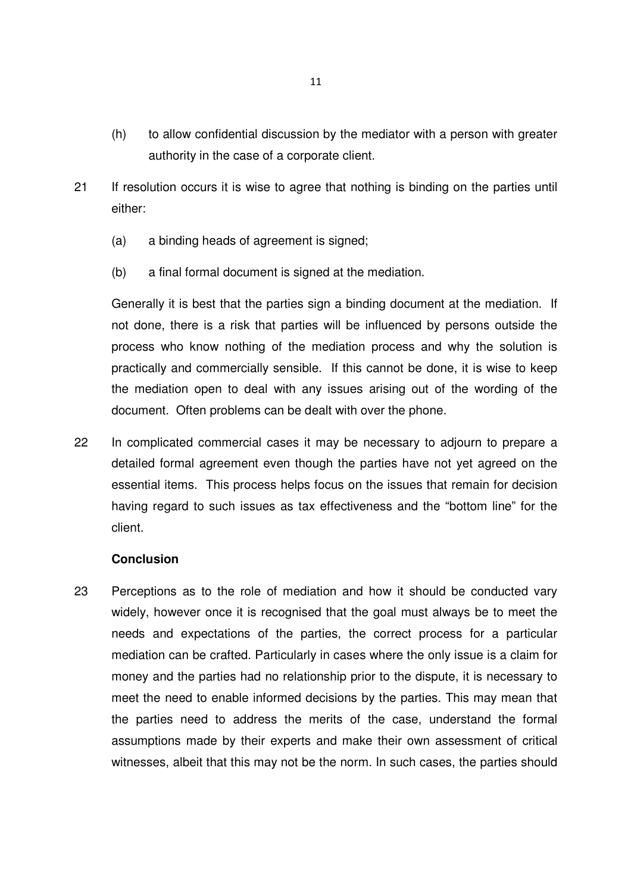(h) to allow confidential discussion by the mediator with a person with greater authority in the case of a corporate client.

21 If resolution occurs it is wise to agree that nothing is binding on the parties until either:

(a) a binding heads of agreement is signed;

(b) a final formal document is signed at the mediation.

Generally it is best that the parties sign a binding document at the mediation. If not done, there is a risk that parties will be influenced by persons outside the process who know nothing of the mediation process and why the solution is practically and commercially sensible. If this cannot be done, it is wise to keep the mediation open to deal with any issues arising out of the wording of the document. Often problems can be dealt with over the phone.

22 In complicated commercial cases it may be necessary to adjourn to prepare a detailed formal agreement even though the parties have not yet agreed on the essential items. This process helps focus on the issues that remain for decision having regard to such issues as tax effectiveness and the "bottom line" for the client.

**Conclusion**

23 Perceptions as to the role of mediation and how it should be conducted vary widely, however once it is recognised that the goal must always be to meet the needs and expectations of the parties, the correct process for a particular mediation can be crafted. Particularly in cases where the only issue is a claim for money and the parties had no relationship prior to the dispute, it is necessary to meet the need to enable informed decisions by the parties. This may mean that the parties need to address the merits of the case, understand the formal assumptions made by their experts and make their own assessment of critical witnesses, albeit that this may not be the norm. In such cases, the parties should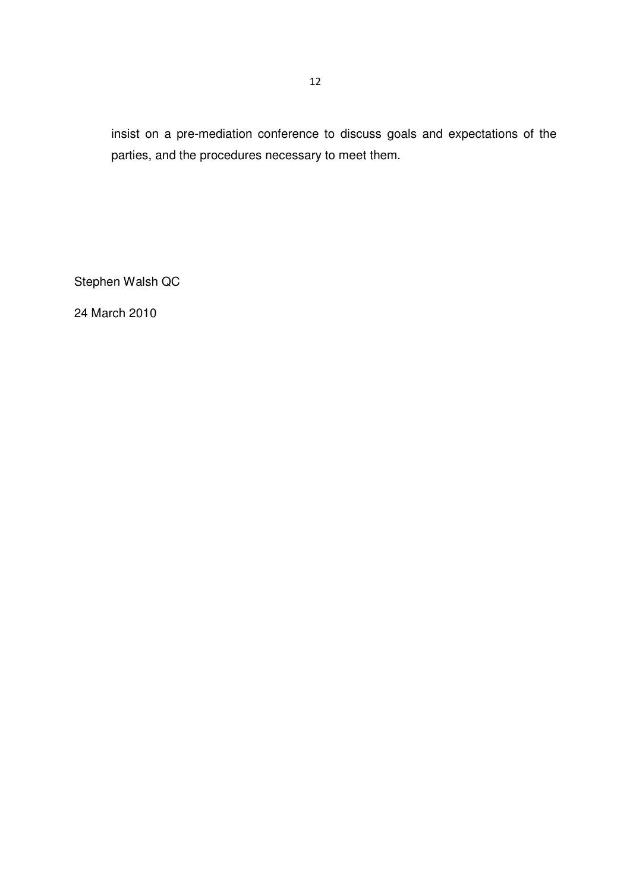insist on a pre-mediation conference to discuss goals and expectations of the parties, and the procedures necessary to meet them.

Stephen Walsh QC

24 March 2010